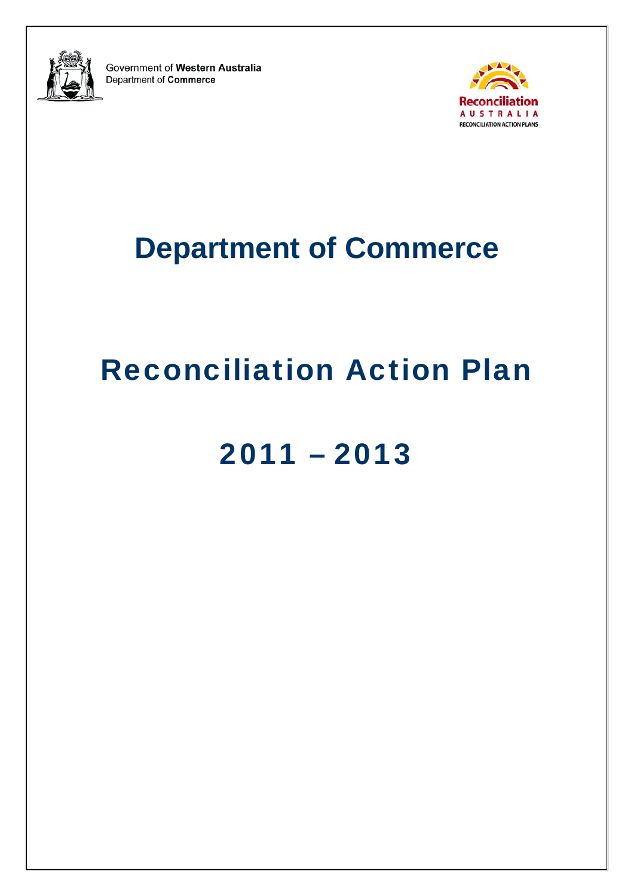Government of **Western Australia**
Department of **Commerce**

**Reconciliation**
AUSTRALIA
RECONCILIATION ACTION PLANS

# Department of Commerce

# Reconciliation Action Plan

# 2011 – 2013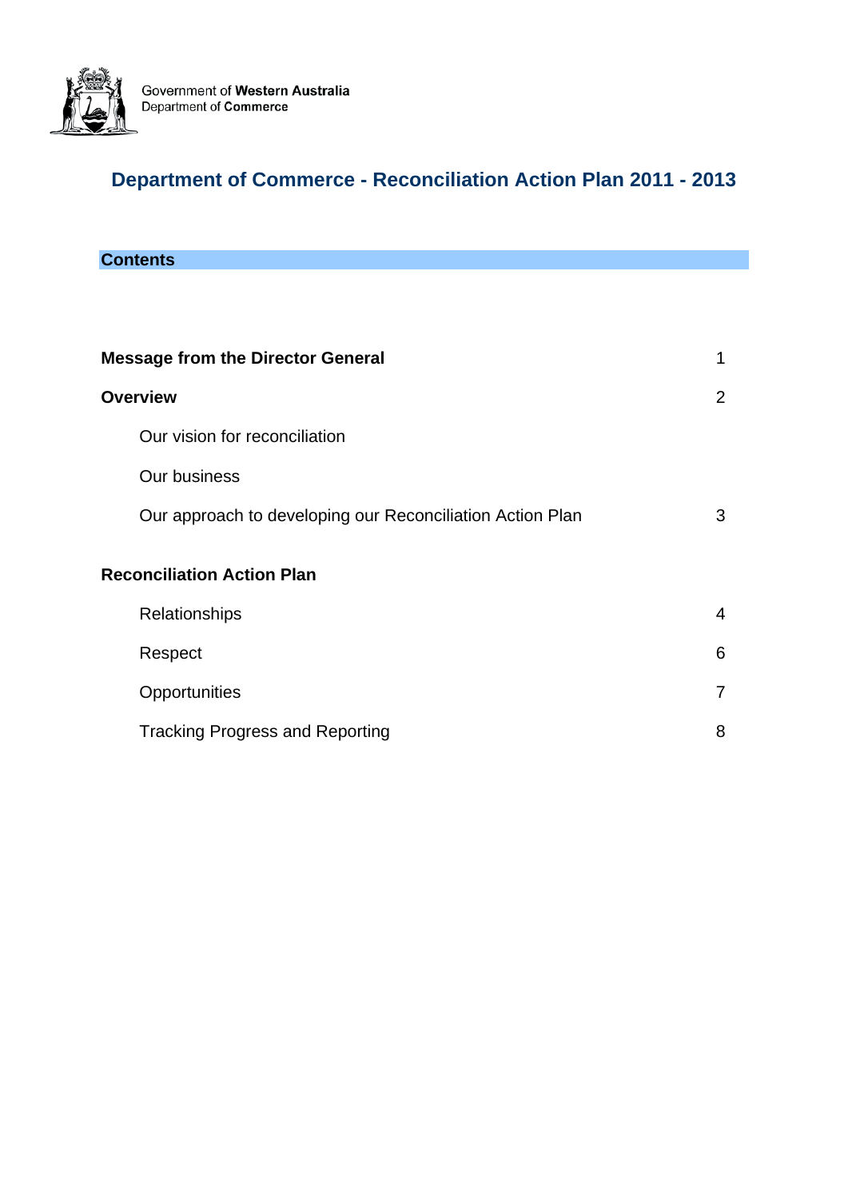Government of **Western Australia**
Department of **Commerce**

# Department of Commerce - Reconciliation Action Plan 2011 - 2013

## Contents

| | |
|---|---|
| **Message from the Director General** | 1 |
| **Overview** | 2 |
| Our vision for reconciliation | |
| Our business | |
| Our approach to developing our Reconciliation Action Plan | 3 |
| **Reconciliation Action Plan** | |
| Relationships | 4 |
| Respect | 6 |
| Opportunities | 7 |
| Tracking Progress and Reporting | 8 |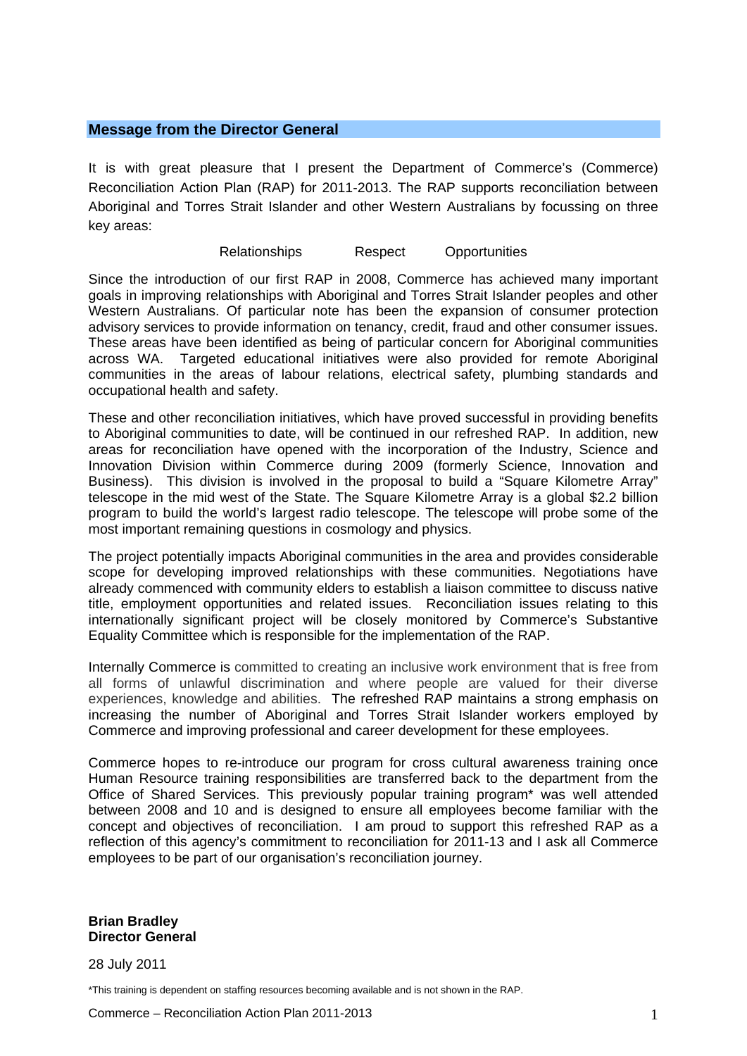## Message from the Director General

It is with great pleasure that I present the Department of Commerce's (Commerce) Reconciliation Action Plan (RAP) for 2011-2013. The RAP supports reconciliation between Aboriginal and Torres Strait Islander and other Western Australians by focussing on three key areas:

Relationships    Respect    Opportunities

Since the introduction of our first RAP in 2008, Commerce has achieved many important goals in improving relationships with Aboriginal and Torres Strait Islander peoples and other Western Australians. Of particular note has been the expansion of consumer protection advisory services to provide information on tenancy, credit, fraud and other consumer issues. These areas have been identified as being of particular concern for Aboriginal communities across WA. Targeted educational initiatives were also provided for remote Aboriginal communities in the areas of labour relations, electrical safety, plumbing standards and occupational health and safety.

These and other reconciliation initiatives, which have proved successful in providing benefits to Aboriginal communities to date, will be continued in our refreshed RAP. In addition, new areas for reconciliation have opened with the incorporation of the Industry, Science and Innovation Division within Commerce during 2009 (formerly Science, Innovation and Business). This division is involved in the proposal to build a "Square Kilometre Array" telescope in the mid west of the State. The Square Kilometre Array is a global $2.2 billion program to build the world's largest radio telescope. The telescope will probe some of the most important remaining questions in cosmology and physics.

The project potentially impacts Aboriginal communities in the area and provides considerable scope for developing improved relationships with these communities. Negotiations have already commenced with community elders to establish a liaison committee to discuss native title, employment opportunities and related issues. Reconciliation issues relating to this internationally significant project will be closely monitored by Commerce's Substantive Equality Committee which is responsible for the implementation of the RAP.

Internally Commerce is committed to creating an inclusive work environment that is free from all forms of unlawful discrimination and where people are valued for their diverse experiences, knowledge and abilities. The refreshed RAP maintains a strong emphasis on increasing the number of Aboriginal and Torres Strait Islander workers employed by Commerce and improving professional and career development for these employees.

Commerce hopes to re-introduce our program for cross cultural awareness training once Human Resource training responsibilities are transferred back to the department from the Office of Shared Services. This previously popular training program* was well attended between 2008 and 10 and is designed to ensure all employees become familiar with the concept and objectives of reconciliation. I am proud to support this refreshed RAP as a reflection of this agency's commitment to reconciliation for 2011-13 and I ask all Commerce employees to be part of our organisation's reconciliation journey.

**Brian Bradley**
**Director General**

28 July 2011

*This training is dependent on staffing resources becoming available and is not shown in the RAP.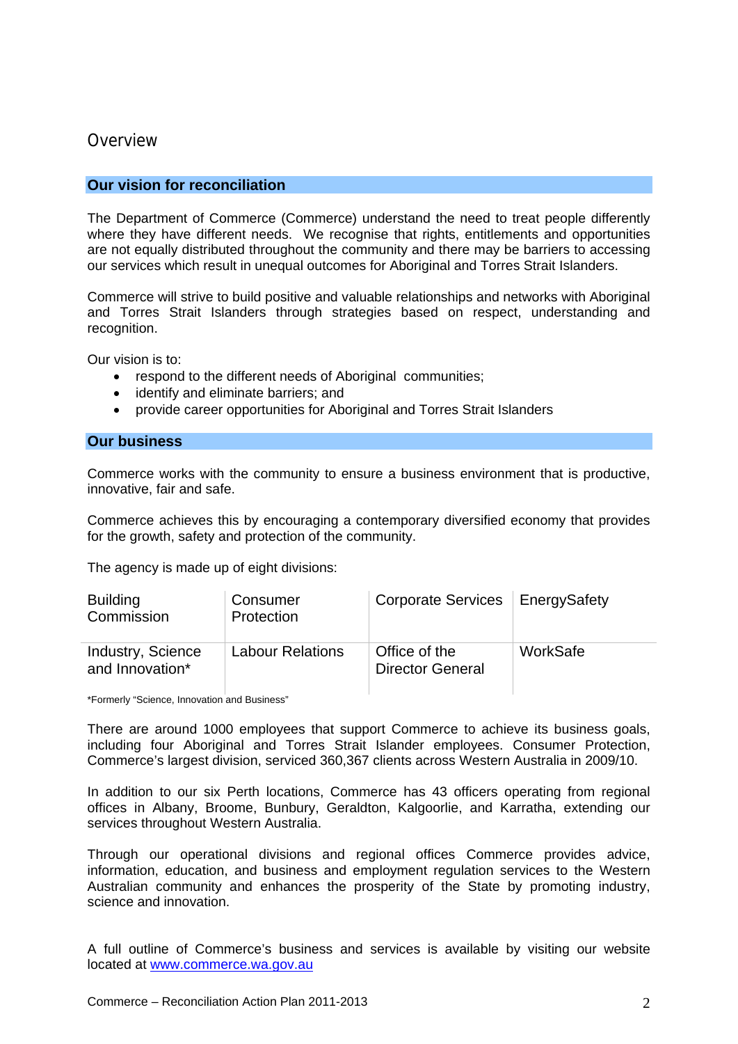# Overview

## Our vision for reconciliation

The Department of Commerce (Commerce) understand the need to treat people differently where they have different needs. We recognise that rights, entitlements and opportunities are not equally distributed throughout the community and there may be barriers to accessing our services which result in unequal outcomes for Aboriginal and Torres Strait Islanders.

Commerce will strive to build positive and valuable relationships and networks with Aboriginal and Torres Strait Islanders through strategies based on respect, understanding and recognition.

Our vision is to:

- respond to the different needs of Aboriginal communities;
- identify and eliminate barriers; and
- provide career opportunities for Aboriginal and Torres Strait Islanders

## Our business

Commerce works with the community to ensure a business environment that is productive, innovative, fair and safe.

Commerce achieves this by encouraging a contemporary diversified economy that provides for the growth, safety and protection of the community.

The agency is made up of eight divisions:

| | | | |
|---|---|---|---|
| Building Commission | Consumer Protection | Corporate Services | EnergySafety |
| Industry, Science and Innovation* | Labour Relations | Office of the Director General | WorkSafe |

*Formerly "Science, Innovation and Business"

There are around 1000 employees that support Commerce to achieve its business goals, including four Aboriginal and Torres Strait Islander employees. Consumer Protection, Commerce's largest division, serviced 360,367 clients across Western Australia in 2009/10.

In addition to our six Perth locations, Commerce has 43 officers operating from regional offices in Albany, Broome, Bunbury, Geraldton, Kalgoorlie, and Karratha, extending our services throughout Western Australia.

Through our operational divisions and regional offices Commerce provides advice, information, education, and business and employment regulation services to the Western Australian community and enhances the prosperity of the State by promoting industry, science and innovation.

A full outline of Commerce's business and services is available by visiting our website located at [www.commerce.wa.gov.au](http://www.commerce.wa.gov.au)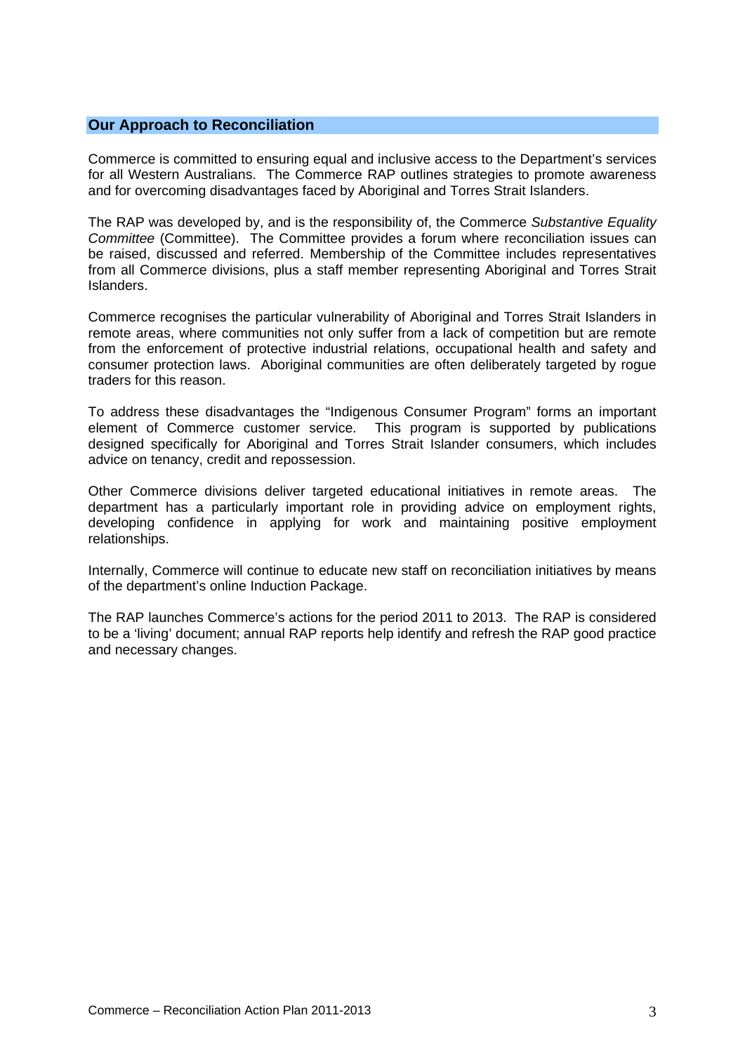## Our Approach to Reconciliation

Commerce is committed to ensuring equal and inclusive access to the Department's services for all Western Australians. The Commerce RAP outlines strategies to promote awareness and for overcoming disadvantages faced by Aboriginal and Torres Strait Islanders.

The RAP was developed by, and is the responsibility of, the Commerce *Substantive Equality Committee* (Committee). The Committee provides a forum where reconciliation issues can be raised, discussed and referred. Membership of the Committee includes representatives from all Commerce divisions, plus a staff member representing Aboriginal and Torres Strait Islanders.

Commerce recognises the particular vulnerability of Aboriginal and Torres Strait Islanders in remote areas, where communities not only suffer from a lack of competition but are remote from the enforcement of protective industrial relations, occupational health and safety and consumer protection laws. Aboriginal communities are often deliberately targeted by rogue traders for this reason.

To address these disadvantages the "Indigenous Consumer Program" forms an important element of Commerce customer service. This program is supported by publications designed specifically for Aboriginal and Torres Strait Islander consumers, which includes advice on tenancy, credit and repossession.

Other Commerce divisions deliver targeted educational initiatives in remote areas. The department has a particularly important role in providing advice on employment rights, developing confidence in applying for work and maintaining positive employment relationships.

Internally, Commerce will continue to educate new staff on reconciliation initiatives by means of the department's online Induction Package.

The RAP launches Commerce's actions for the period 2011 to 2013. The RAP is considered to be a 'living' document; annual RAP reports help identify and refresh the RAP good practice and necessary changes.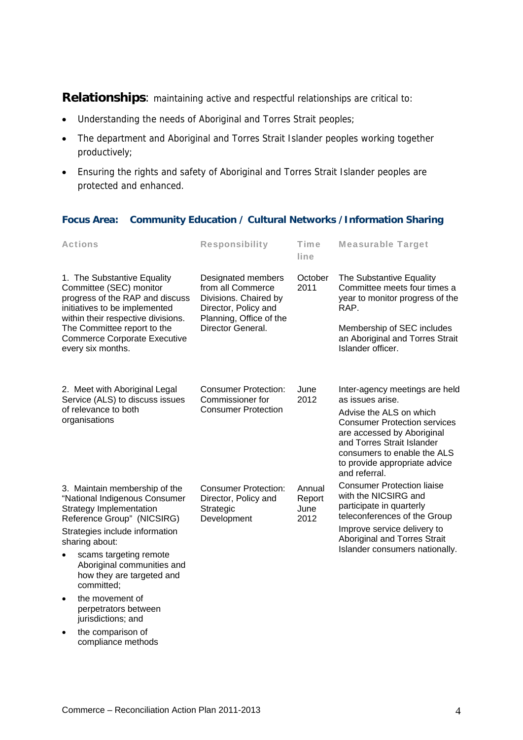**Relationships**: maintaining active and respectful relationships are critical to:

- Understanding the needs of Aboriginal and Torres Strait peoples;
- The department and Aboriginal and Torres Strait Islander peoples working together productively;
- Ensuring the rights and safety of Aboriginal and Torres Strait Islander peoples are protected and enhanced.

### Focus Area: Community Education / Cultural Networks / Information Sharing

| Actions | Responsibility | Time line | Measurable Target |
|---|---|---|---|
| 1. The Substantive Equality Committee (SEC) monitor progress of the RAP and discuss initiatives to be implemented within their respective divisions. The Committee report to the Commerce Corporate Executive every six months. | Designated members from all Commerce Divisions. Chaired by Director, Policy and Planning, Office of the Director General. | October 2011 | The Substantive Equality Committee meets four times a year to monitor progress of the RAP.<br><br>Membership of SEC includes an Aboriginal and Torres Strait Islander officer. |
| 2. Meet with Aboriginal Legal Service (ALS) to discuss issues of relevance to both organisations | Consumer Protection: Commissioner for Consumer Protection | June 2012 | Inter-agency meetings are held as issues arise.<br><br>Advise the ALS on which Consumer Protection services are accessed by Aboriginal and Torres Strait Islander consumers to enable the ALS to provide appropriate advice and referral. |
| 3. Maintain membership of the "National Indigenous Consumer Strategy Implementation Reference Group" (NICSIRG)<br><br>Strategies include information sharing about:<br>• scams targeting remote Aboriginal communities and how they are targeted and committed;<br>• the movement of perpetrators between jurisdictions; and<br>• the comparison of compliance methods | Consumer Protection: Director, Policy and Strategic Development | Annual Report June 2012 | Consumer Protection liaise with the NICSIRG and participate in quarterly teleconferences of the Group<br><br>Improve service delivery to Aboriginal and Torres Strait Islander consumers nationally. |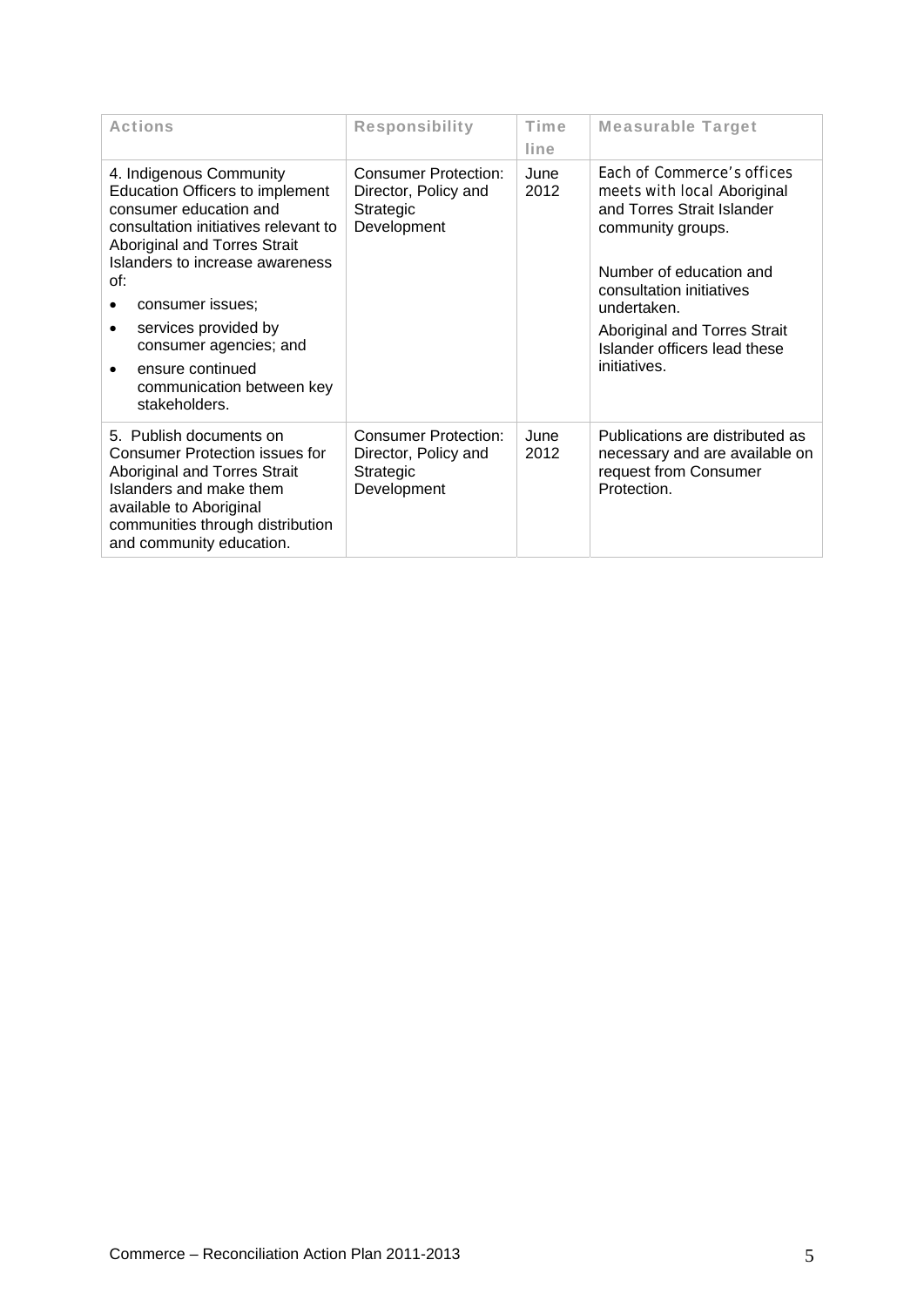| Actions | Responsibility | Time line | Measurable Target |
|---|---|---|---|
| 4. Indigenous Community Education Officers to implement consumer education and consultation initiatives relevant to Aboriginal and Torres Strait Islanders to increase awareness of:<br>• consumer issues;<br>• services provided by consumer agencies; and<br>• ensure continued communication between key stakeholders. | Consumer Protection: Director, Policy and Strategic Development | June 2012 | Each of Commerce's offices meets with local Aboriginal and Torres Strait Islander community groups.<br><br>Number of education and consultation initiatives undertaken.<br><br>Aboriginal and Torres Strait Islander officers lead these initiatives. |
| 5. Publish documents on Consumer Protection issues for Aboriginal and Torres Strait Islanders and make them available to Aboriginal communities through distribution and community education. | Consumer Protection: Director, Policy and Strategic Development | June 2012 | Publications are distributed as necessary and are available on request from Consumer Protection. |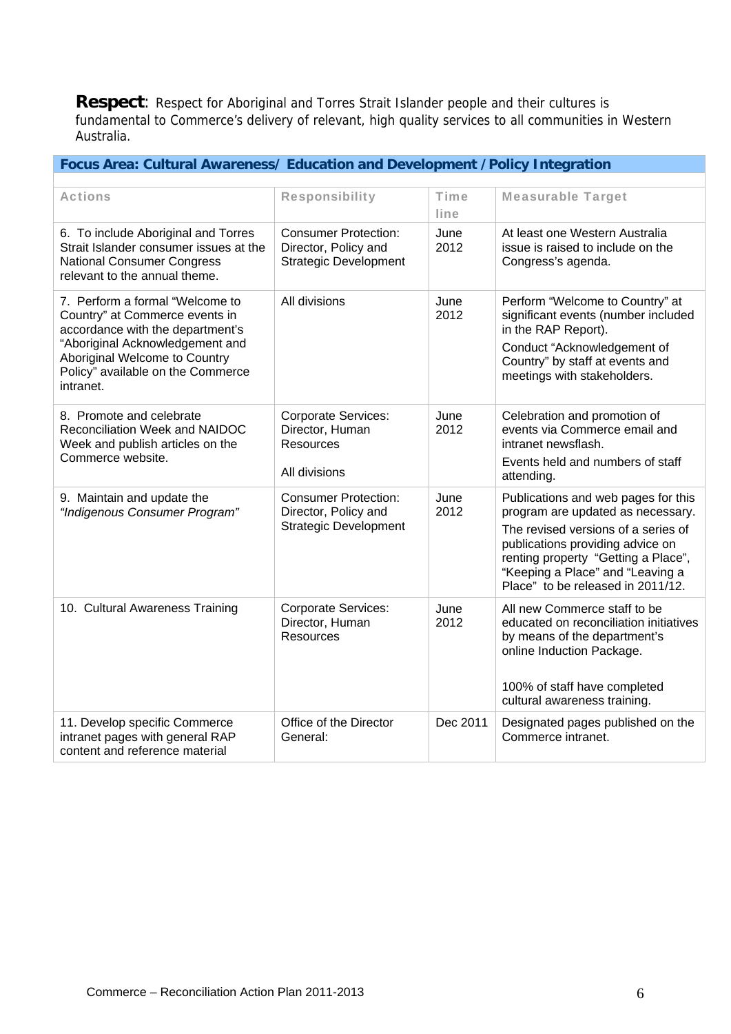**Respect**: Respect for Aboriginal and Torres Strait Islander people and their cultures is fundamental to Commerce's delivery of relevant, high quality services to all communities in Western Australia.

| Focus Area: Cultural Awareness/ Education and Development /Policy Integration | | | |
|---|---|---|---|
| **Actions** | **Responsibility** | **Time line** | **Measurable Target** |
| 6. To include Aboriginal and Torres Strait Islander consumer issues at the National Consumer Congress relevant to the annual theme. | Consumer Protection: Director, Policy and Strategic Development | June 2012 | At least one Western Australia issue is raised to include on the Congress's agenda. |
| 7. Perform a formal "Welcome to Country" at Commerce events in accordance with the department's "Aboriginal Acknowledgement and Aboriginal Welcome to Country Policy" available on the Commerce intranet. | All divisions | June 2012 | Perform "Welcome to Country" at significant events (number included in the RAP Report).<br>Conduct "Acknowledgement of Country" by staff at events and meetings with stakeholders. |
| 8. Promote and celebrate Reconciliation Week and NAIDOC Week and publish articles on the Commerce website. | Corporate Services: Director, Human Resources<br>All divisions | June 2012 | Celebration and promotion of events via Commerce email and intranet newsflash.<br>Events held and numbers of staff attending. |
| 9. Maintain and update the *"Indigenous Consumer Program"* | Consumer Protection: Director, Policy and Strategic Development | June 2012 | Publications and web pages for this program are updated as necessary.<br>The revised versions of a series of publications providing advice on renting property "Getting a Place", "Keeping a Place" and "Leaving a Place" to be released in 2011/12. |
| 10. Cultural Awareness Training | Corporate Services: Director, Human Resources | June 2012 | All new Commerce staff to be educated on reconciliation initiatives by means of the department's online Induction Package.<br>100% of staff have completed cultural awareness training. |
| 11. Develop specific Commerce intranet pages with general RAP content and reference material | Office of the Director General: | Dec 2011 | Designated pages published on the Commerce intranet. |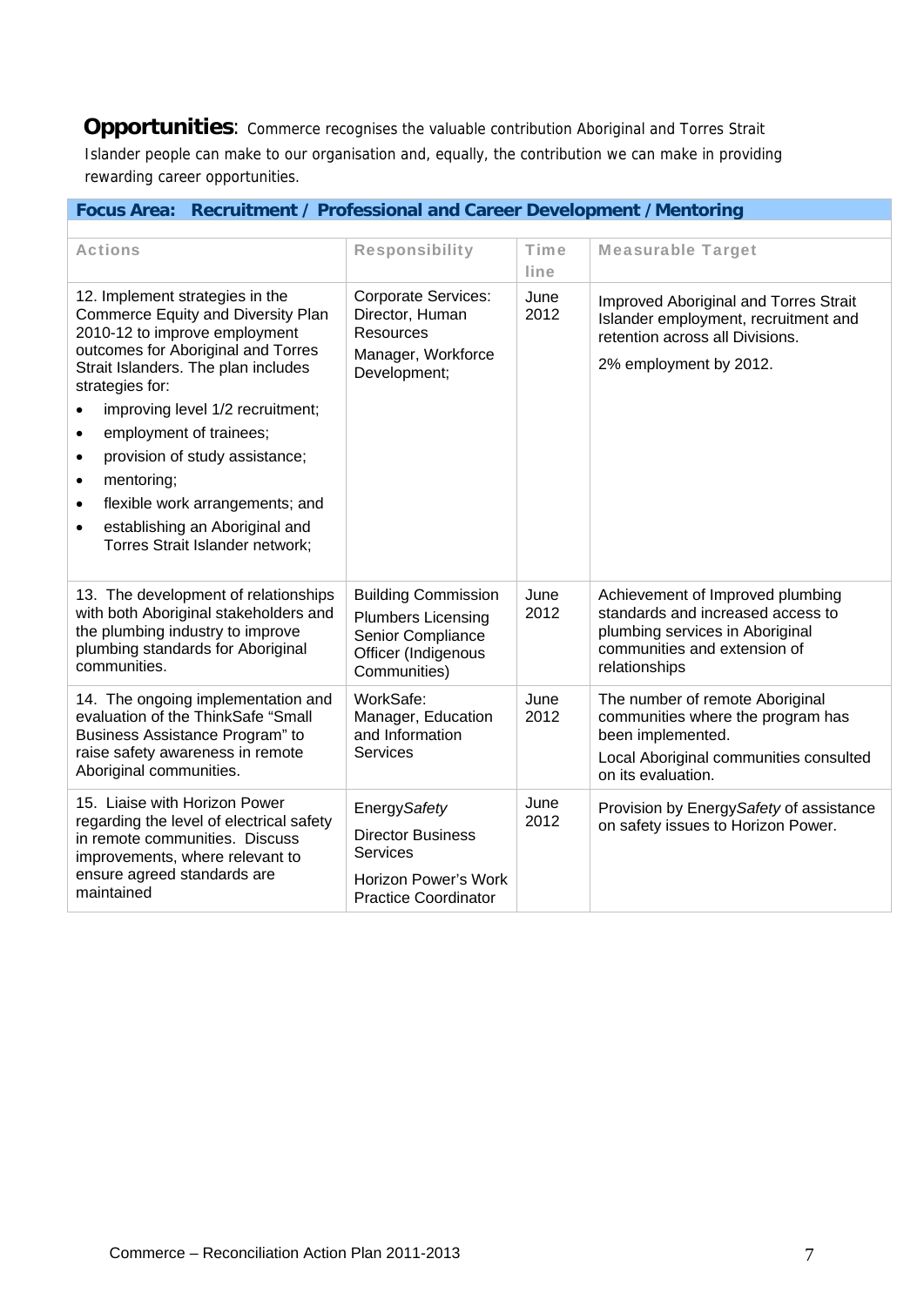**Opportunities**: Commerce recognises the valuable contribution Aboriginal and Torres Strait Islander people can make to our organisation and, equally, the contribution we can make in providing rewarding career opportunities.

**Focus Area: Recruitment / Professional and Career Development / Mentoring**

| Actions | Responsibility | Time line | Measurable Target |
|---|---|---|---|
| 12. Implement strategies in the Commerce Equity and Diversity Plan 2010-12 to improve employment outcomes for Aboriginal and Torres Strait Islanders. The plan includes strategies for:<br>• improving level 1/2 recruitment;<br>• employment of trainees;<br>• provision of study assistance;<br>• mentoring;<br>• flexible work arrangements; and<br>• establishing an Aboriginal and Torres Strait Islander network; | Corporate Services: Director, Human Resources<br>Manager, Workforce Development; | June 2012 | Improved Aboriginal and Torres Strait Islander employment, recruitment and retention across all Divisions.<br>2% employment by 2012. |
| 13. The development of relationships with both Aboriginal stakeholders and the plumbing industry to improve plumbing standards for Aboriginal communities. | Building Commission<br>Plumbers Licensing Senior Compliance Officer (Indigenous Communities) | June 2012 | Achievement of Improved plumbing standards and increased access to plumbing services in Aboriginal communities and extension of relationships |
| 14. The ongoing implementation and evaluation of the ThinkSafe "Small Business Assistance Program" to raise safety awareness in remote Aboriginal communities. | WorkSafe: Manager, Education and Information Services | June 2012 | The number of remote Aboriginal communities where the program has been implemented.<br>Local Aboriginal communities consulted on its evaluation. |
| 15. Liaise with Horizon Power regarding the level of electrical safety in remote communities. Discuss improvements, where relevant to ensure agreed standards are maintained | Energy*Safety*<br>Director Business Services<br>Horizon Power's Work Practice Coordinator | June 2012 | Provision by Energy*Safety* of assistance on safety issues to Horizon Power. |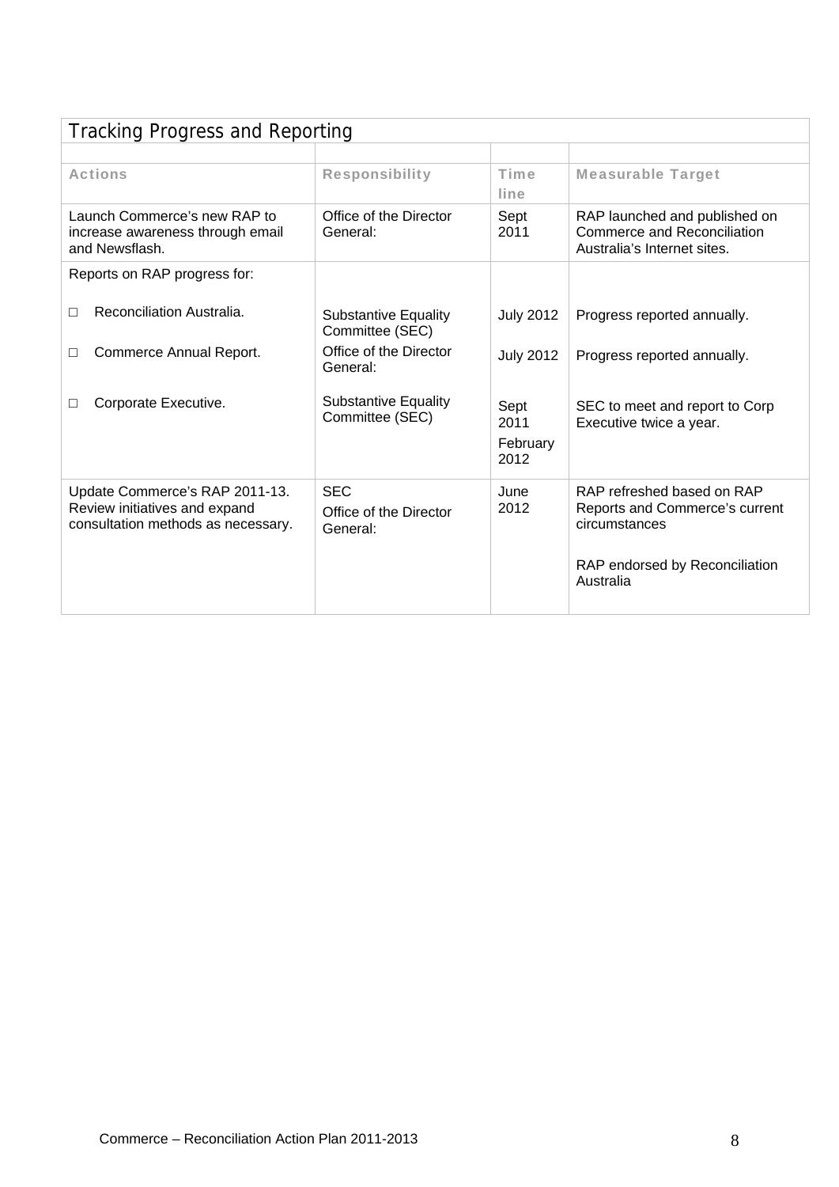## Tracking Progress and Reporting

| Actions | Responsibility | Time line | Measurable Target |
|---|---|---|---|
| Launch Commerce's new RAP to increase awareness through email and Newsflash. | Office of the Director General: | Sept 2011 | RAP launched and published on Commerce and Reconciliation Australia's Internet sites. |
| Reports on RAP progress for: | | | |
| □ Reconciliation Australia. | Substantive Equality Committee (SEC) | July 2012 | Progress reported annually. |
| □ Commerce Annual Report. | Office of the Director General: | July 2012 | Progress reported annually. |
| □ Corporate Executive. | Substantive Equality Committee (SEC) | Sept 2011<br>February 2012 | SEC to meet and report to Corp Executive twice a year. |
| Update Commerce's RAP 2011-13. Review initiatives and expand consultation methods as necessary. | SEC<br>Office of the Director General: | June 2012 | RAP refreshed based on RAP Reports and Commerce's current circumstances<br><br>RAP endorsed by Reconciliation Australia |